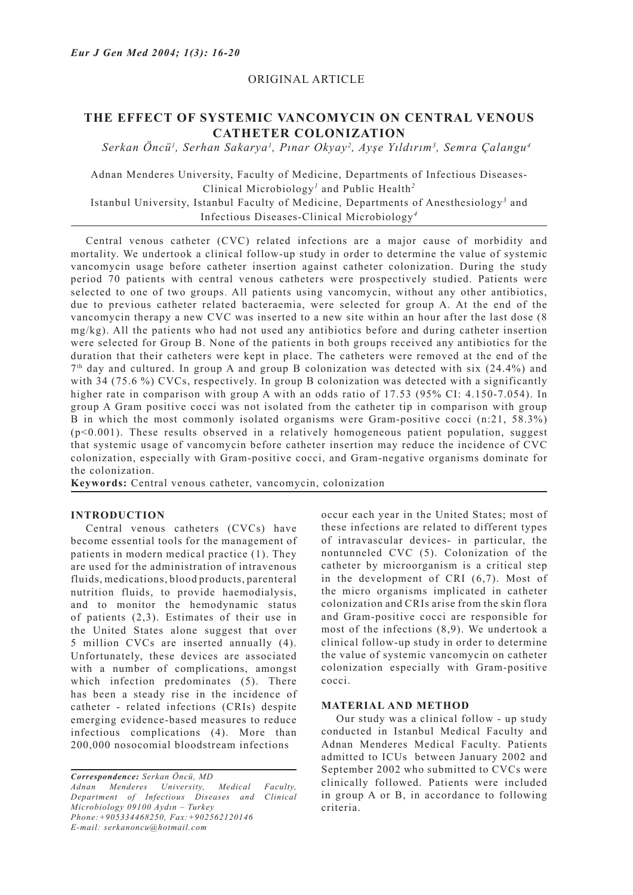ORIGINAL ARTICLE

# THE EFFECT OF SYSTEMIC VANCOMYCIN ON CENTRAL VENOUS CATHETER COLONIZATION

*Serkan Öncü[1], Serhan Sakarya[1], Pınar Okyay[2], Ayşe Yıldırım[3], Semra Çalangu[4]*

Adnan Menderes University, Faculty of Medicine, Departments of Infectious Diseases-Clinical Microbiology[1] and Public Health[2]
Istanbul University, Istanbul Faculty of Medicine, Departments of Anesthesiology[3] and Infectious Diseases-Clinical Microbiology[4]

Central venous catheter (CVC) related infections are a major cause of morbidity and mortality. We undertook a clinical follow-up study in order to determine the value of systemic vancomycin usage before catheter insertion against catheter colonization. During the study period 70 patients with central venous catheters were prospectively studied. Patients were selected to one of two groups. All patients using vancomycin, without any other antibiotics, due to previous catheter related bacteraemia, were selected for group A. At the end of the vancomycin therapy a new CVC was inserted to a new site within an hour after the last dose (8 mg/kg). All the patients who had not used any antibiotics before and during catheter insertion were selected for Group B. None of the patients in both groups received any antibiotics for the duration that their catheters were kept in place. The catheters were removed at the end of the $7^{th}$ day and cultured. In group A and group B colonization was detected with six (24.4%) and with 34 (75.6 %) CVCs, respectively. In group B colonization was detected with a significantly higher rate in comparison with group A with an odds ratio of 17.53 (95% CI: 4.150-7.054). In group A Gram positive cocci was not isolated from the catheter tip in comparison with group B in which the most commonly isolated organisms were Gram-positive cocci (n:21, 58.3%) ($p<0.001$). These results observed in a relatively homogeneous patient population, suggest that systemic usage of vancomycin before catheter insertion may reduce the incidence of CVC colonization, especially with Gram-positive cocci, and Gram-negative organisms dominate for the colonization.

**Keywords:** Central venous catheter, vancomycin, colonization

## INTRODUCTION

Central venous catheters (CVCs) have become essential tools for the management of patients in modern medical practice (1). They are used for the administration of intravenous fluids, medications, blood products, parenteral nutrition fluids, to provide haemodialysis, and to monitor the hemodynamic status of patients (2,3). Estimates of their use in the United States alone suggest that over 5 million CVCs are inserted annually (4). Unfortunately, these devices are associated with a number of complications, amongst which infection predominates (5). There has been a steady rise in the incidence of catheter - related infections (CRIs) despite emerging evidence-based measures to reduce infectious complications (4). More than 200,000 nosocomial bloodstream infections occur each year in the United States; most of these infections are related to different types of intravascular devices- in particular, the nontunneled CVC (5). Colonization of the catheter by microorganism is a critical step in the development of CRI (6,7). Most of the micro organisms implicated in catheter colonization and CRIs arise from the skin flora and Gram-positive cocci are responsible for most of the infections (8,9). We undertook a clinical follow-up study in order to determine the value of systemic vancomycin on catheter colonization especially with Gram-positive cocci.

## MATERIAL AND METHOD

Our study was a clinical follow - up study conducted in Istanbul Medical Faculty and Adnan Menderes Medical Faculty. Patients admitted to ICUs between January 2002 and September 2002 who submitted to CVCs were clinically followed. Patients were included in group A or B, in accordance to following criteria.

*Correspondence: Serkan Öncü, MD*
*Adnan Menderes University, Medical Faculty, Department of Infectious Diseases and Clinical Microbiology 09100 Aydın – Turkey*
*Phone:+905334468250, Fax:+902562120146*
*E-mail: serkanoncu@hotmail.com*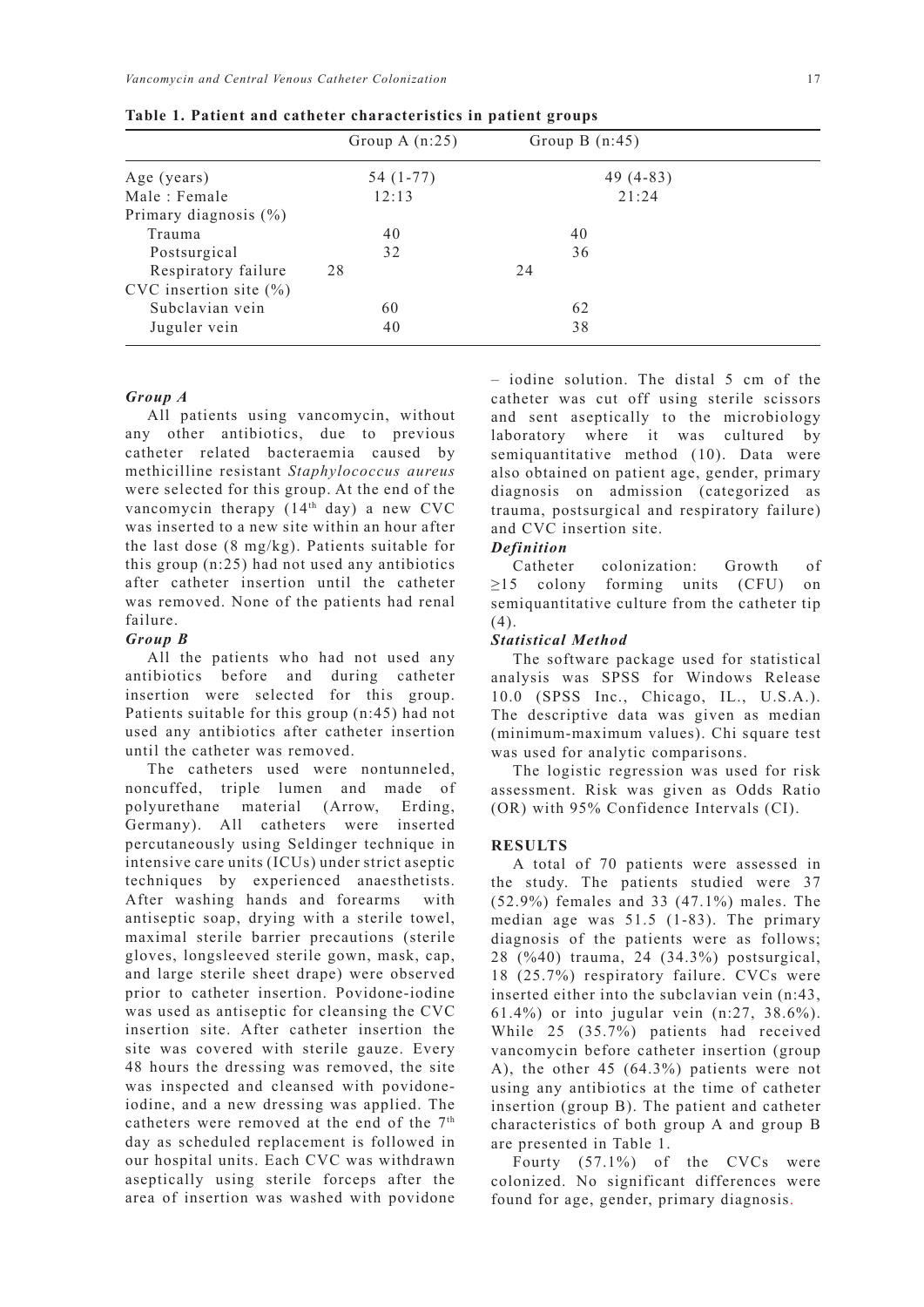**Table 1. Patient and catheter characteristics in patient groups**

| | Group A (n:25) | Group B (n:45) |
|---|---|---|
| Age (years) | 54 (1-77) | 49 (4-83) |
| Male : Female | 12:13 | 21:24 |
| Primary diagnosis (%) | | |
| Trauma | 40 | 40 |
| Postsurgical | 32 | 36 |
| Respiratory failure | 28 | 24 |
| CVC insertion site (%) | | |
| Subclavian vein | 60 | 62 |
| Juguler vein | 40 | 38 |

### *Group A*

All patients using vancomycin, without any other antibiotics, due to previous catheter related bacteraemia caused by methicilline resistant *Staphylococcus aureus* were selected for this group. At the end of the vancomycin therapy (14th day) a new CVC was inserted to a new site within an hour after the last dose (8 mg/kg). Patients suitable for this group (n:25) had not used any antibiotics after catheter insertion until the catheter was removed. None of the patients had renal failure.

### *Group B*

All the patients who had not used any antibiotics before and during catheter insertion were selected for this group. Patients suitable for this group (n:45) had not used any antibiotics after catheter insertion until the catheter was removed.

The catheters used were nontunneled, noncuffed, triple lumen and made of polyurethane material (Arrow, Erding, Germany). All catheters were inserted percutaneously using Seldinger technique in intensive care units (ICUs) under strict aseptic techniques by experienced anaesthetists. After washing hands and forearms with antiseptic soap, drying with a sterile towel, maximal sterile barrier precautions (sterile gloves, longsleeved sterile gown, mask, cap, and large sterile sheet drape) were observed prior to catheter insertion. Povidone-iodine was used as antiseptic for cleansing the CVC insertion site. After catheter insertion the site was covered with sterile gauze. Every 48 hours the dressing was removed, the site was inspected and cleansed with povidone-iodine, and a new dressing was applied. The catheters were removed at the end of the 7th day as scheduled replacement is followed in our hospital units. Each CVC was withdrawn aseptically using sterile forceps after the area of insertion was washed with povidone – iodine solution. The distal 5 cm of the catheter was cut off using sterile scissors and sent aseptically to the microbiology laboratory where it was cultured by semiquantitative method (10). Data were also obtained on patient age, gender, primary diagnosis on admission (categorized as trauma, postsurgical and respiratory failure) and CVC insertion site.

### *Definition*

Catheter colonization: Growth of ≥15 colony forming units (CFU) on semiquantitative culture from the catheter tip (4).

### *Statistical Method*

The software package used for statistical analysis was SPSS for Windows Release 10.0 (SPSS Inc., Chicago, IL., U.S.A.). The descriptive data was given as median (minimum-maximum values). Chi square test was used for analytic comparisons.

The logistic regression was used for risk assessment. Risk was given as Odds Ratio (OR) with 95% Confidence Intervals (CI).

## RESULTS

A total of 70 patients were assessed in the study. The patients studied were 37 (52.9%) females and 33 (47.1%) males. The median age was 51.5 (1-83). The primary diagnosis of the patients were as follows; 28 (%40) trauma, 24 (34.3%) postsurgical, 18 (25.7%) respiratory failure. CVCs were inserted either into the subclavian vein (n:43, 61.4%) or into jugular vein (n:27, 38.6%). While 25 (35.7%) patients had received vancomycin before catheter insertion (group A), the other 45 (64.3%) patients were not using any antibiotics at the time of catheter insertion (group B). The patient and catheter characteristics of both group A and group B are presented in Table 1.

Fourty (57.1%) of the CVCs were colonized. No significant differences were found for age, gender, primary diagnosis.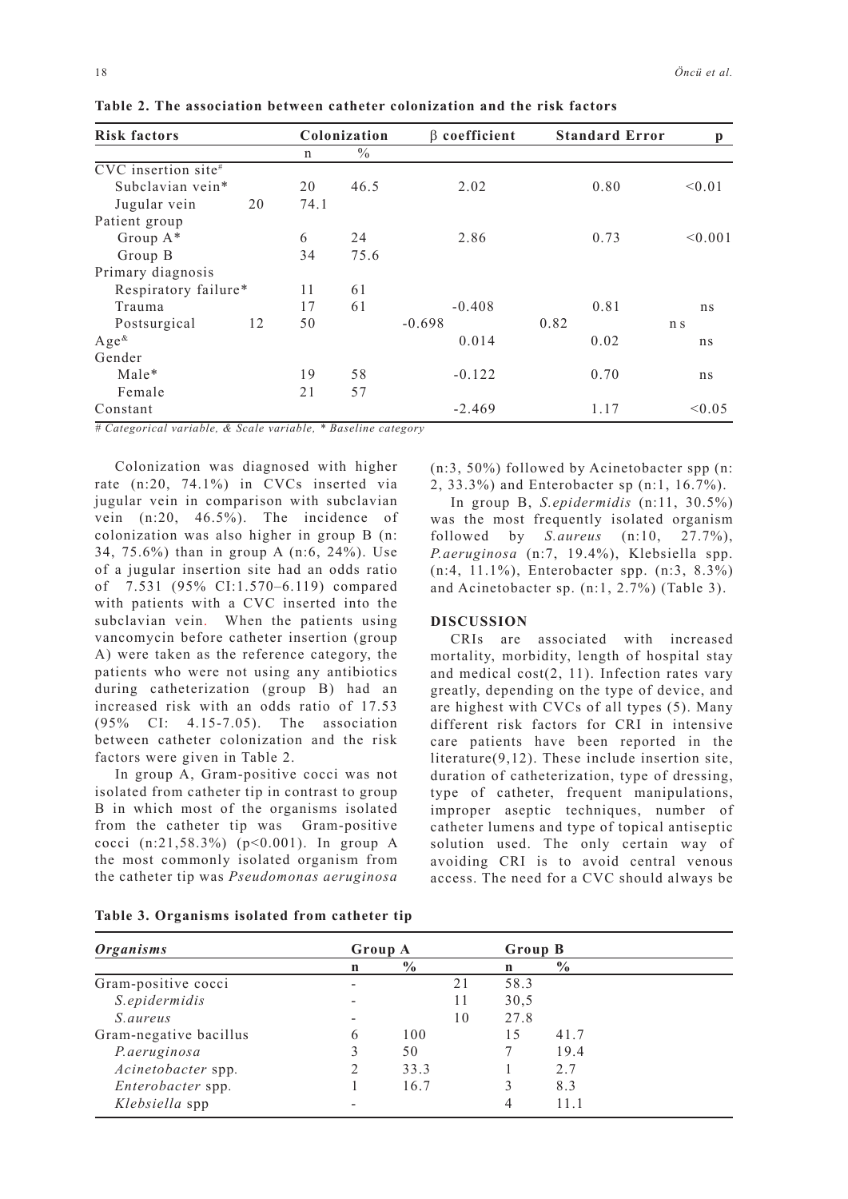**Table 2. The association between catheter colonization and the risk factors**

| Risk factors | Colonization | | β coefficient | Standard Error | p |
|---|---|---|---|---|---|
| | n | % | | | |
| CVC insertion site# | | | | | |
| Subclavian vein* | 20 | 46.5 | 2.02 | 0.80 | <0.01 |
| Jugular vein | 20 | 74.1 | | | |
| Patient group | | | | | |
| Group A* | 6 | 24 | 2.86 | 0.73 | <0.001 |
| Group B | 34 | 75.6 | | | |
| Primary diagnosis | | | | | |
| Respiratory failure* | 11 | 61 | | | |
| Trauma | 17 | 61 | -0.408 | 0.81 | ns |
| Postsurgical | 12 | 50 | -0.698 | 0.82 | ns |
| Age& | | | 0.014 | 0.02 | ns |
| Gender | | | | | |
| Male* | 19 | 58 | -0.122 | 0.70 | ns |
| Female | 21 | 57 | | | |
| Constant | | | -2.469 | 1.17 | <0.05 |

*# Categorical variable, & Scale variable, * Baseline category*

Colonization was diagnosed with higher rate (n:20, 74.1%) in CVCs inserted via jugular vein in comparison with subclavian vein (n:20, 46.5%). The incidence of colonization was also higher in group B (n: 34, 75.6%) than in group A (n:6, 24%). Use of a jugular insertion site had an odds ratio of 7.531 (95% CI:1.570–6.119) compared with patients with a CVC inserted into the subclavian vein. When the patients using vancomycin before catheter insertion (group A) were taken as the reference category, the patients who were not using any antibiotics during catheterization (group B) had an increased risk with an odds ratio of 17.53 (95% CI: 4.15-7.05). The association between catheter colonization and the risk factors were given in Table 2.

In group A, Gram-positive cocci was not isolated from catheter tip in contrast to group B in which most of the organisms isolated from the catheter tip was Gram-positive cocci (n:21,58.3%) ($p<0.001$). In group A the most commonly isolated organism from the catheter tip was *Pseudomonas aeruginosa* (n:3, 50%) followed by Acinetobacter spp (n: 2, 33.3%) and Enterobacter sp (n:1, 16.7%).

In group B, *S.epidermidis* (n:11, 30.5%) was the most frequently isolated organism followed by *S.aureus* (n:10, 27.7%), *P.aeruginosa* (n:7, 19.4%), Klebsiella spp. (n:4, 11.1%), Enterobacter spp. (n:3, 8.3%) and Acinetobacter sp. (n:1, 2.7%) (Table 3).

## DISCUSSION

CRIs are associated with increased mortality, morbidity, length of hospital stay and medical cost(2, 11). Infection rates vary greatly, depending on the type of device, and are highest with CVCs of all types (5). Many different risk factors for CRI in intensive care patients have been reported in the literature(9,12). These include insertion site, duration of catheterization, type of dressing, type of catheter, frequent manipulations, improper aseptic techniques, number of catheter lumens and type of topical antiseptic solution used. The only certain way of avoiding CRI is to avoid central venous access. The need for a CVC should always be

**Table 3. Organisms isolated from catheter tip**

| *Organisms* | Group A | | Group B | |
|---|---|---|---|---|
| | n | % | n | % |
| Gram-positive cocci | - | | 21 | 58.3 |
| *S.epidermidis* | - | | 11 | 30,5 |
| *S.aureus* | - | | 10 | 27.8 |
| Gram-negative bacillus | 6 | 100 | 15 | 41.7 |
| *P.aeruginosa* | 3 | 50 | 7 | 19.4 |
| *Acinetobacter* spp. | 2 | 33.3 | 1 | 2.7 |
| *Enterobacter* spp. | 1 | 16.7 | 3 | 8.3 |
| *Klebsiella* spp | - | | 4 | 11.1 |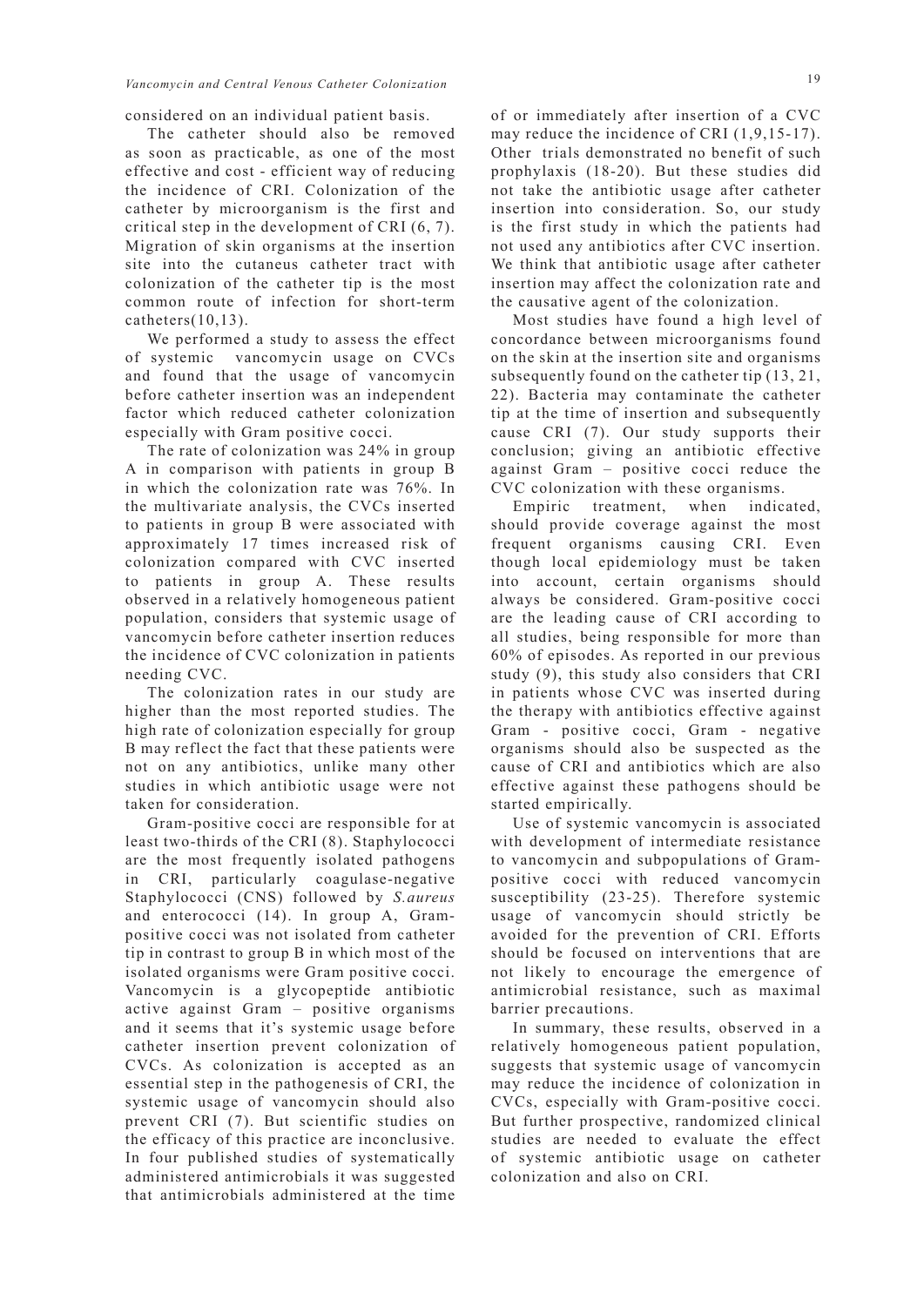considered on an individual patient basis.

The catheter should also be removed as soon as practicable, as one of the most effective and cost - efficient way of reducing the incidence of CRI. Colonization of the catheter by microorganism is the first and critical step in the development of CRI (6, 7). Migration of skin organisms at the insertion site into the cutaneus catheter tract with colonization of the catheter tip is the most common route of infection for short-term catheters(10,13).

We performed a study to assess the effect of systemic vancomycin usage on CVCs and found that the usage of vancomycin before catheter insertion was an independent factor which reduced catheter colonization especially with Gram positive cocci.

The rate of colonization was 24% in group A in comparison with patients in group B in which the colonization rate was 76%. In the multivariate analysis, the CVCs inserted to patients in group B were associated with approximately 17 times increased risk of colonization compared with CVC inserted to patients in group A. These results observed in a relatively homogeneous patient population, considers that systemic usage of vancomycin before catheter insertion reduces the incidence of CVC colonization in patients needing CVC.

The colonization rates in our study are higher than the most reported studies. The high rate of colonization especially for group B may reflect the fact that these patients were not on any antibiotics, unlike many other studies in which antibiotic usage were not taken for consideration.

Gram-positive cocci are responsible for at least two-thirds of the CRI (8). Staphylococci are the most frequently isolated pathogens in CRI, particularly coagulase-negative Staphylococci (CNS) followed by *S.aureus* and enterococci (14). In group A, Gram-positive cocci was not isolated from catheter tip in contrast to group B in which most of the isolated organisms were Gram positive cocci. Vancomycin is a glycopeptide antibiotic active against Gram – positive organisms and it seems that it's systemic usage before catheter insertion prevent colonization of CVCs. As colonization is accepted as an essential step in the pathogenesis of CRI, the systemic usage of vancomycin should also prevent CRI (7). But scientific studies on the efficacy of this practice are inconclusive. In four published studies of systematically administered antimicrobials it was suggested that antimicrobials administered at the time of or immediately after insertion of a CVC may reduce the incidence of CRI (1,9,15-17). Other trials demonstrated no benefit of such prophylaxis (18-20). But these studies did not take the antibiotic usage after catheter insertion into consideration. So, our study is the first study in which the patients had not used any antibiotics after CVC insertion. We think that antibiotic usage after catheter insertion may affect the colonization rate and the causative agent of the colonization.

Most studies have found a high level of concordance between microorganisms found on the skin at the insertion site and organisms subsequently found on the catheter tip (13, 21, 22). Bacteria may contaminate the catheter tip at the time of insertion and subsequently cause CRI (7). Our study supports their conclusion; giving an antibiotic effective against Gram – positive cocci reduce the CVC colonization with these organisms.

Empiric treatment, when indicated, should provide coverage against the most frequent organisms causing CRI. Even though local epidemiology must be taken into account, certain organisms should always be considered. Gram-positive cocci are the leading cause of CRI according to all studies, being responsible for more than 60% of episodes. As reported in our previous study (9), this study also considers that CRI in patients whose CVC was inserted during the therapy with antibiotics effective against Gram - positive cocci, Gram - negative organisms should also be suspected as the cause of CRI and antibiotics which are also effective against these pathogens should be started empirically.

Use of systemic vancomycin is associated with development of intermediate resistance to vancomycin and subpopulations of Gram-positive cocci with reduced vancomycin susceptibility (23-25). Therefore systemic usage of vancomycin should strictly be avoided for the prevention of CRI. Efforts should be focused on interventions that are not likely to encourage the emergence of antimicrobial resistance, such as maximal barrier precautions.

In summary, these results, observed in a relatively homogeneous patient population, suggests that systemic usage of vancomycin may reduce the incidence of colonization in CVCs, especially with Gram-positive cocci. But further prospective, randomized clinical studies are needed to evaluate the effect of systemic antibiotic usage on catheter colonization and also on CRI.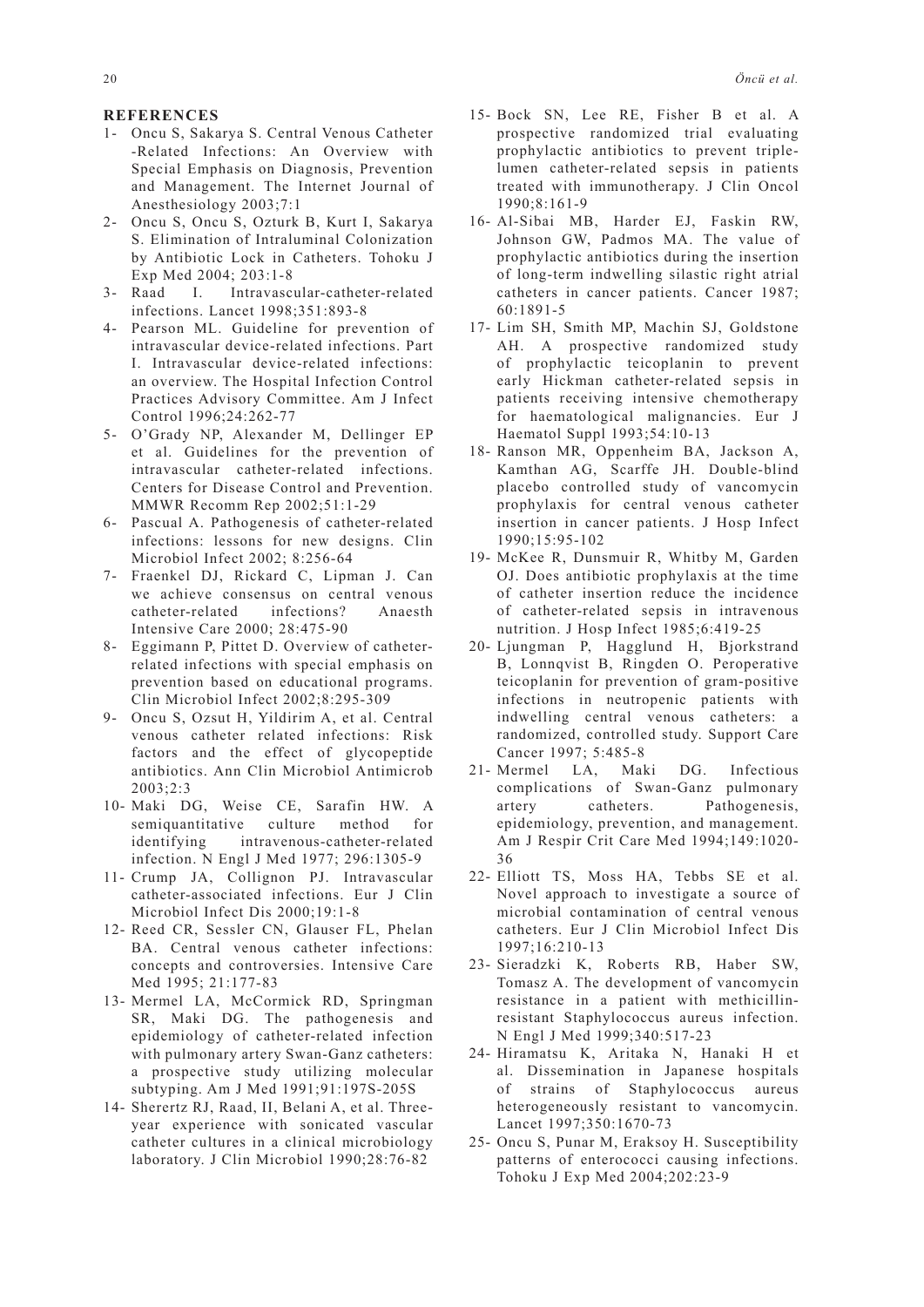## REFERENCES

1- Oncu S, Sakarya S. Central Venous Catheter -Related Infections: An Overview with Special Emphasis on Diagnosis, Prevention and Management. The Internet Journal of Anesthesiology 2003;7:1

2- Oncu S, Oncu S, Ozturk B, Kurt I, Sakarya S. Elimination of Intraluminal Colonization by Antibiotic Lock in Catheters. Tohoku J Exp Med 2004; 203:1-8

3- Raad I. Intravascular-catheter-related infections. Lancet 1998;351:893-8

4- Pearson ML. Guideline for prevention of intravascular device-related infections. Part I. Intravascular device-related infections: an overview. The Hospital Infection Control Practices Advisory Committee. Am J Infect Control 1996;24:262-77

5- O'Grady NP, Alexander M, Dellinger EP et al. Guidelines for the prevention of intravascular catheter-related infections. Centers for Disease Control and Prevention. MMWR Recomm Rep 2002;51:1-29

6- Pascual A. Pathogenesis of catheter-related infections: lessons for new designs. Clin Microbiol Infect 2002; 8:256-64

7- Fraenkel DJ, Rickard C, Lipman J. Can we achieve consensus on central venous catheter-related infections? Anaesth Intensive Care 2000; 28:475-90

8- Eggimann P, Pittet D. Overview of catheter-related infections with special emphasis on prevention based on educational programs. Clin Microbiol Infect 2002;8:295-309

9- Oncu S, Ozsut H, Yildirim A, et al. Central venous catheter related infections: Risk factors and the effect of glycopeptide antibiotics. Ann Clin Microbiol Antimicrob 2003;2:3

10- Maki DG, Weise CE, Sarafin HW. A semiquantitative culture method for identifying intravenous-catheter-related infection. N Engl J Med 1977; 296:1305-9

11- Crump JA, Collignon PJ. Intravascular catheter-associated infections. Eur J Clin Microbiol Infect Dis 2000;19:1-8

12- Reed CR, Sessler CN, Glauser FL, Phelan BA. Central venous catheter infections: concepts and controversies. Intensive Care Med 1995; 21:177-83

13- Mermel LA, McCormick RD, Springman SR, Maki DG. The pathogenesis and epidemiology of catheter-related infection with pulmonary artery Swan-Ganz catheters: a prospective study utilizing molecular subtyping. Am J Med 1991;91:197S-205S

14- Sherertz RJ, Raad, II, Belani A, et al. Three-year experience with sonicated vascular catheter cultures in a clinical microbiology laboratory. J Clin Microbiol 1990;28:76-82

15- Bock SN, Lee RE, Fisher B et al. A prospective randomized trial evaluating prophylactic antibiotics to prevent triple-lumen catheter-related sepsis in patients treated with immunotherapy. J Clin Oncol 1990;8:161-9

16- Al-Sibai MB, Harder EJ, Faskin RW, Johnson GW, Padmos MA. The value of prophylactic antibiotics during the insertion of long-term indwelling silastic right atrial catheters in cancer patients. Cancer 1987; 60:1891-5

17- Lim SH, Smith MP, Machin SJ, Goldstone AH. A prospective randomized study of prophylactic teicoplanin to prevent early Hickman catheter-related sepsis in patients receiving intensive chemotherapy for haematological malignancies. Eur J Haematol Suppl 1993;54:10-13

18- Ranson MR, Oppenheim BA, Jackson A, Kamthan AG, Scarffe JH. Double-blind placebo controlled study of vancomycin prophylaxis for central venous catheter insertion in cancer patients. J Hosp Infect 1990;15:95-102

19- McKee R, Dunsmuir R, Whitby M, Garden OJ. Does antibiotic prophylaxis at the time of catheter insertion reduce the incidence of catheter-related sepsis in intravenous nutrition. J Hosp Infect 1985;6:419-25

20- Ljungman P, Hagglund H, Bjorkstrand B, Lonnqvist B, Ringden O. Peroperative teicoplanin for prevention of gram-positive infections in neutropenic patients with indwelling central venous catheters: a randomized, controlled study. Support Care Cancer 1997; 5:485-8

21- Mermel LA, Maki DG. Infectious complications of Swan-Ganz pulmonary artery catheters. Pathogenesis, epidemiology, prevention, and management. Am J Respir Crit Care Med 1994;149:1020-36

22- Elliott TS, Moss HA, Tebbs SE et al. Novel approach to investigate a source of microbial contamination of central venous catheters. Eur J Clin Microbiol Infect Dis 1997;16:210-13

23- Sieradzki K, Roberts RB, Haber SW, Tomasz A. The development of vancomycin resistance in a patient with methicillin-resistant Staphylococcus aureus infection. N Engl J Med 1999;340:517-23

24- Hiramatsu K, Aritaka N, Hanaki H et al. Dissemination in Japanese hospitals of strains of Staphylococcus aureus heterogeneously resistant to vancomycin. Lancet 1997;350:1670-73

25- Oncu S, Punar M, Eraksoy H. Susceptibility patterns of enterococci causing infections. Tohoku J Exp Med 2004;202:23-9